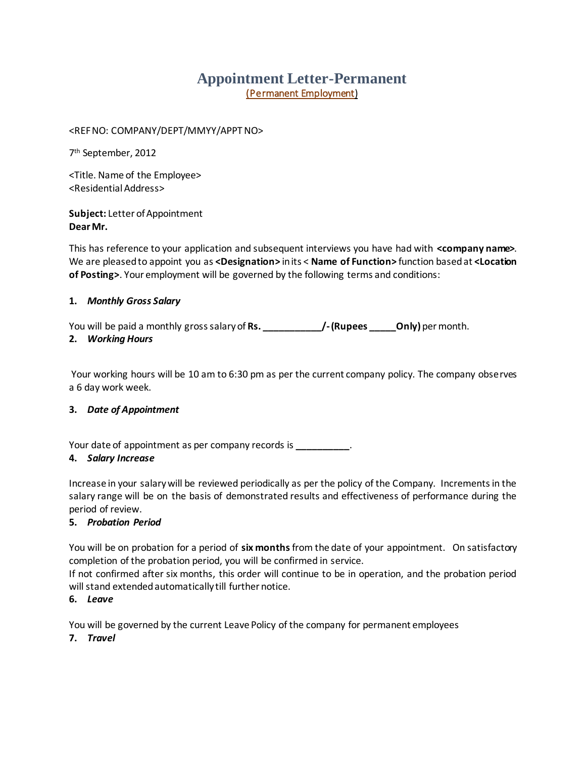# Appointment Letter-Permanent

(Permanent Employment)

<REF NO: COMPANY/DEPT/MMYY/APPT NO>

7th September, 2012

<Title. Name of the Employee>
<Residential Address>

**Subject:** Letter of Appointment
**Dear Mr.**

This has reference to your application and subsequent interviews you have had with **<company name>**. We are pleased to appoint you as **<Designation>** in its < **Name of Function>** function based at **<Location of Posting>**. Your employment will be governed by the following terms and conditions:

1. ***Monthly Gross Salary***

You will be paid a monthly gross salary of **Rs. ___________/- (Rupees _____Only)** per month.

2. ***Working Hours***

Your working hours will be 10 am to 6:30 pm as per the current company policy. The company observes a 6 day work week.

3. ***Date of Appointment***

Your date of appointment as per company records is **__________**.

4. ***Salary Increase***

Increase in your salary will be reviewed periodically as per the policy of the Company. Increments in the salary range will be on the basis of demonstrated results and effectiveness of performance during the period of review.

5. ***Probation Period***

You will be on probation for a period of **six months** from the date of your appointment. On satisfactory completion of the probation period, you will be confirmed in service.
If not confirmed after six months, this order will continue to be in operation, and the probation period will stand extended automatically till further notice.

6. ***Leave***

You will be governed by the current Leave Policy of the company for permanent employees

7. ***Travel***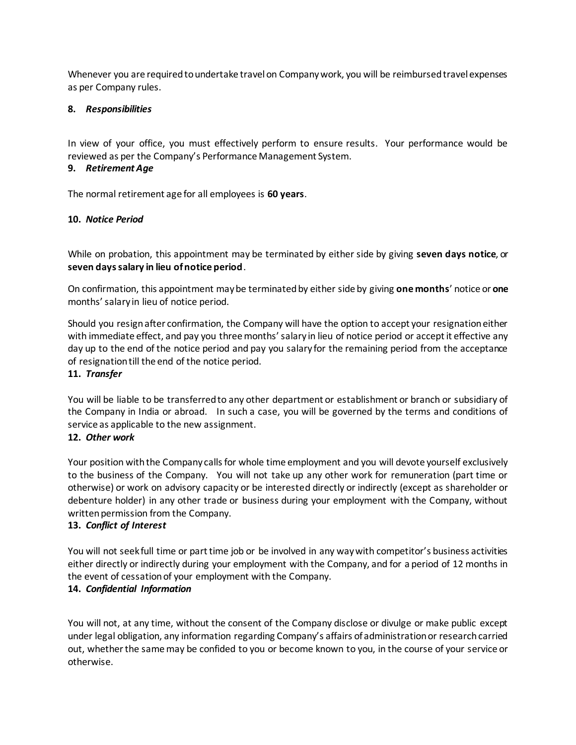Whenever you are required to undertake travel on Company work, you will be reimbursed travel expenses as per Company rules.

**8.** ***Responsibilities***

In view of your office, you must effectively perform to ensure results. Your performance would be reviewed as per the Company's Performance Management System.

**9.** ***Retirement Age***

The normal retirement age for all employees is **60 years**.

**10.** ***Notice Period***

While on probation, this appointment may be terminated by either side by giving **seven days notice**, or **seven days salary in lieu of notice period**.

On confirmation, this appointment may be terminated by either side by giving **one months**' notice or **one** months' salary in lieu of notice period.

Should you resign after confirmation, the Company will have the option to accept your resignation either with immediate effect, and pay you three months' salary in lieu of notice period or accept it effective any day up to the end of the notice period and pay you salary for the remaining period from the acceptance of resignation till the end of the notice period.

**11.** ***Transfer***

You will be liable to be transferred to any other department or establishment or branch or subsidiary of the Company in India or abroad. In such a case, you will be governed by the terms and conditions of service as applicable to the new assignment.

**12.** ***Other work***

Your position with the Company calls for whole time employment and you will devote yourself exclusively to the business of the Company. You will not take up any other work for remuneration (part time or otherwise) or work on advisory capacity or be interested directly or indirectly (except as shareholder or debenture holder) in any other trade or business during your employment with the Company, without written permission from the Company.

**13.** ***Conflict of Interest***

You will not seek full time or part time job or be involved in any way with competitor's business activities either directly or indirectly during your employment with the Company, and for a period of 12 months in the event of cessation of your employment with the Company.

**14.** ***Confidential Information***

You will not, at any time, without the consent of the Company disclose or divulge or make public except under legal obligation, any information regarding Company's affairs of administration or research carried out, whether the same may be confided to you or become known to you, in the course of your service or otherwise.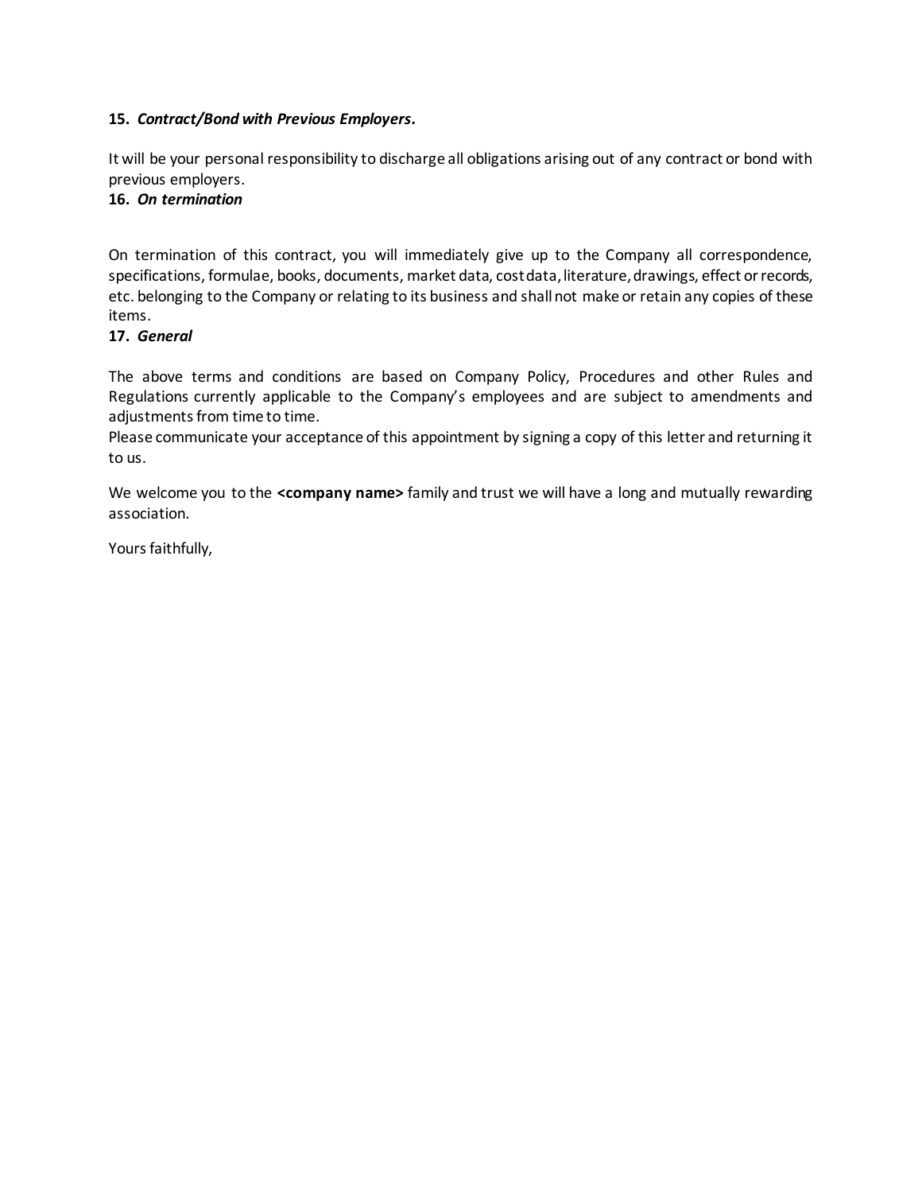**15.** ***Contract/Bond with Previous Employers.***

It will be your personal responsibility to discharge all obligations arising out of any contract or bond with previous employers.

**16.** ***On termination***

On termination of this contract, you will immediately give up to the Company all correspondence, specifications, formulae, books, documents, market data, cost data, literature, drawings, effect or records, etc. belonging to the Company or relating to its business and shall not make or retain any copies of these items.

**17.** ***General***

The above terms and conditions are based on Company Policy, Procedures and other Rules and Regulations currently applicable to the Company's employees and are subject to amendments and adjustments from time to time.

Please communicate your acceptance of this appointment by signing a copy of this letter and returning it to us.

We welcome you to the **<company name>** family and trust we will have a long and mutually rewarding association.

Yours faithfully,